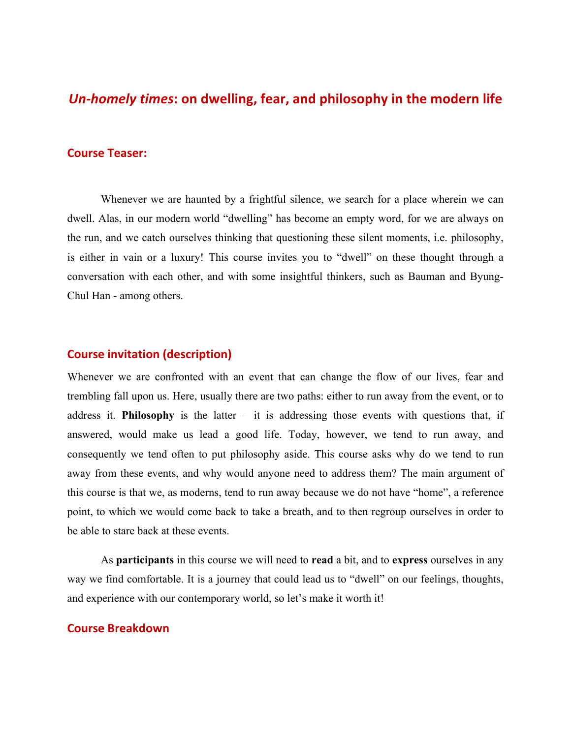# *Un-homely times*: on dwelling, fear, and philosophy in the modern life

## Course Teaser:

Whenever we are haunted by a frightful silence, we search for a place wherein we can dwell. Alas, in our modern world "dwelling" has become an empty word, for we are always on the run, and we catch ourselves thinking that questioning these silent moments, i.e. philosophy, is either in vain or a luxury! This course invites you to "dwell" on these thought through a conversation with each other, and with some insightful thinkers, such as Bauman and Byung-Chul Han - among others.

## Course invitation (description)

Whenever we are confronted with an event that can change the flow of our lives, fear and trembling fall upon us. Here, usually there are two paths: either to run away from the event, or to address it. **Philosophy** is the latter – it is addressing those events with questions that, if answered, would make us lead a good life. Today, however, we tend to run away, and consequently we tend often to put philosophy aside. This course asks why do we tend to run away from these events, and why would anyone need to address them? The main argument of this course is that we, as moderns, tend to run away because we do not have "home", a reference point, to which we would come back to take a breath, and to then regroup ourselves in order to be able to stare back at these events.

As **participants** in this course we will need to **read** a bit, and to **express** ourselves in any way we find comfortable. It is a journey that could lead us to "dwell" on our feelings, thoughts, and experience with our contemporary world, so let's make it worth it!

## Course Breakdown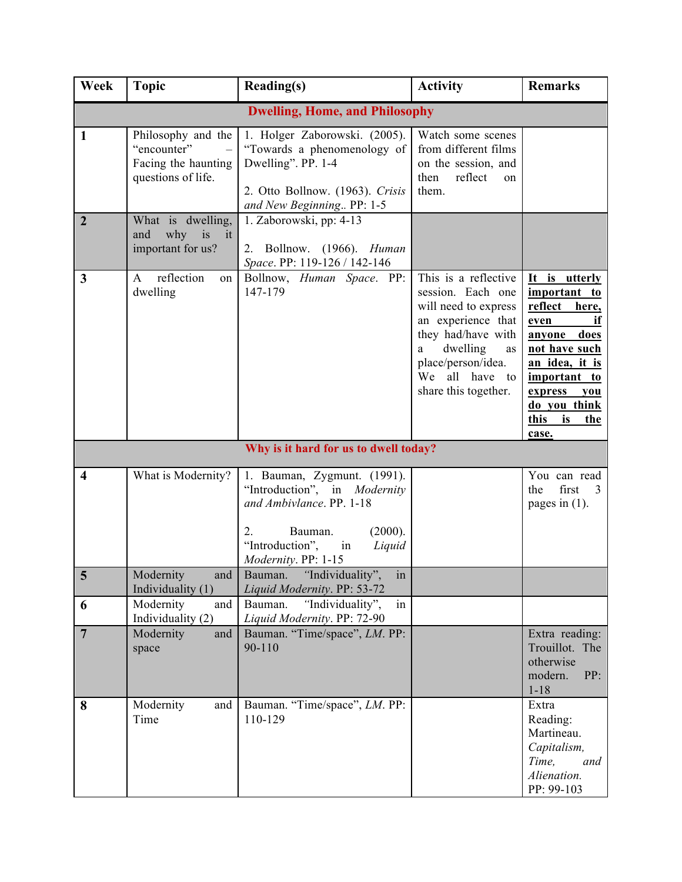| Week | Topic | Reading(s) | Activity | Remarks |
|---|---|---|---|---|
| **Dwelling, Home, and Philosophy** | | | | |
| **1** | Philosophy and the "encounter" – Facing the haunting questions of life. | 1. Holger Zaborowski. (2005). "Towards a phenomenology of Dwelling". PP. 1-4<br><br>2. Otto Bollnow. (1963). *Crisis and New Beginning*.. PP: 1-5 | Watch some scenes from different films on the session, and then reflect on them. | |
| **2** | What is dwelling, and why is it important for us? | 1. Zaborowski, pp: 4-13<br><br>2. Bollnow. (1966). *Human Space*. PP: 119-126 / 142-146 | | |
| **3** | A reflection on dwelling | Bollnow, *Human Space*. PP: 147-179 | This is a reflective session. Each one will need to express an experience that they had/have with a dwelling as place/person/idea. We all have to share this together. | **It is utterly important to reflect here, even if anyone does not have such an idea, it is important to express you do you think this is the case.** |
| **Why is it hard for us to dwell today?** | | | | |
| **4** | What is Modernity? | 1. Bauman, Zygmunt. (1991). "Introduction", in *Modernity and Ambivlance*. PP. 1-18<br><br>2. Bauman. (2000). "Introduction", in *Liquid Modernity*. PP: 1-15 | | You can read the first 3 pages in (1). |
| **5** | Modernity and Individuality (1) | Bauman. "Individuality", in *Liquid Modernity*. PP: 53-72 | | |
| **6** | Modernity and Individuality (2) | Bauman. "Individuality", in *Liquid Modernity*. PP: 72-90 | | |
| **7** | Modernity and space | Bauman. "Time/space", *LM*. PP: 90-110 | | Extra reading: Trouillot. The otherwise modern. PP: 1-18 |
| **8** | Modernity and Time | Bauman. "Time/space", *LM*. PP: 110-129 | | Extra Reading: Martineau. *Capitalism, Time, and Alienation.* PP: 99-103 |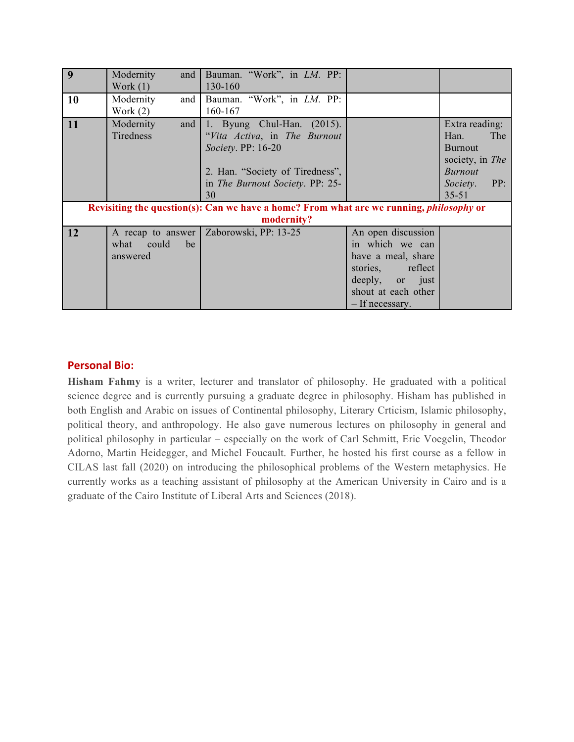| | | | | |
|---|---|---|---|---|
| **9** | Modernity and Work (1) | Bauman. "Work", in *LM*. PP: 130-160 | | |
| **10** | Modernity and Work (2) | Bauman. "Work", in *LM*. PP: 160-167 | | |
| **11** | Modernity and Tiredness | 1. Byung Chul-Han. (2015). "*Vita Activa*, in *The Burnout Society*. PP: 16-20<br><br>2. Han. "Society of Tiredness", in *The Burnout Society*. PP: 25-30 | | Extra reading: Han. The Burnout society, in *The Burnout Society*. PP: 35-51 |
| **Revisiting the question(s): Can we have a home? From what are we running, *philosophy* or modernity?** | | | | |
| **12** | A recap to answer what could be answered | Zaborowski, PP: 13-25 | An open discussion in which we can have a meal, share stories, reflect deeply, or just shout at each other – If necessary. | |

## Personal Bio:

**Hisham Fahmy** is a writer, lecturer and translator of philosophy. He graduated with a political science degree and is currently pursuing a graduate degree in philosophy. Hisham has published in both English and Arabic on issues of Continental philosophy, Literary Crticism, Islamic philosophy, political theory, and anthropology. He also gave numerous lectures on philosophy in general and political philosophy in particular – especially on the work of Carl Schmitt, Eric Voegelin, Theodor Adorno, Martin Heidegger, and Michel Foucault. Further, he hosted his first course as a fellow in CILAS last fall (2020) on introducing the philosophical problems of the Western metaphysics. He currently works as a teaching assistant of philosophy at the American University in Cairo and is a graduate of the Cairo Institute of Liberal Arts and Sciences (2018).